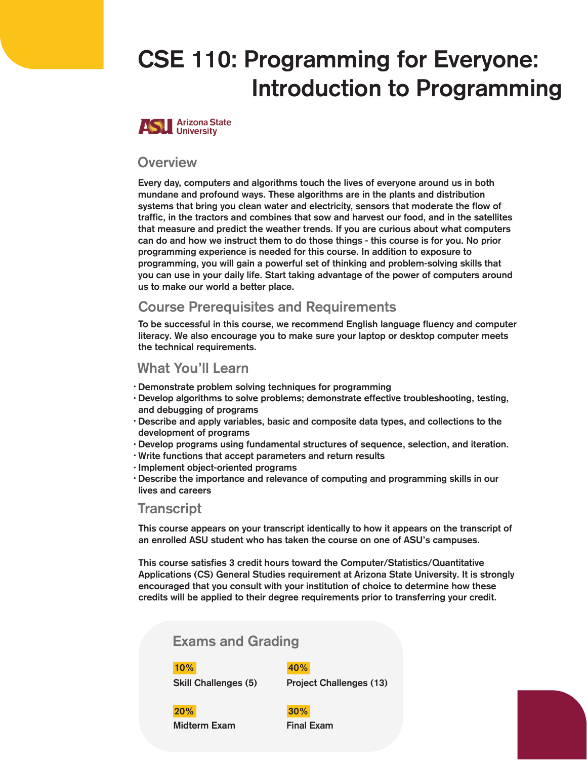# CSE 110: Programming for Everyone: Introduction to Programming

Arizona State University

## Overview

Every day, computers and algorithms touch the lives of everyone around us in both mundane and profound ways. These algorithms are in the plants and distribution systems that bring you clean water and electricity, sensors that moderate the flow of traffic, in the tractors and combines that sow and harvest our food, and in the satellites that measure and predict the weather trends. If you are curious about what computers can do and how we instruct them to do those things - this course is for you. No prior programming experience is needed for this course. In addition to exposure to programming, you will gain a powerful set of thinking and problem-solving skills that you can use in your daily life. Start taking advantage of the power of computers around us to make our world a better place.

## Course Prerequisites and Requirements

To be successful in this course, we recommend English language fluency and computer literacy. We also encourage you to make sure your laptop or desktop computer meets the technical requirements.

## What You'll Learn

- Demonstrate problem solving techniques for programming
- Develop algorithms to solve problems; demonstrate effective troubleshooting, testing, and debugging of programs
- Describe and apply variables, basic and composite data types, and collections to the development of programs
- Develop programs using fundamental structures of sequence, selection, and iteration.
- Write functions that accept parameters and return results
- Implement object-oriented programs
- Describe the importance and relevance of computing and programming skills in our lives and careers

## Transcript

This course appears on your transcript identically to how it appears on the transcript of an enrolled ASU student who has taken the course on one of ASU's campuses.

This course satisfies 3 credit hours toward the Computer/Statistics/Quantitative Applications (CS) General Studies requirement at Arizona State University. It is strongly encouraged that you consult with your institution of choice to determine how these credits will be applied to their degree requirements prior to transferring your credit.

## Exams and Grading

**10%**
Skill Challenges (5)

**40%**
Project Challenges (13)

**20%**
Midterm Exam

**30%**
Final Exam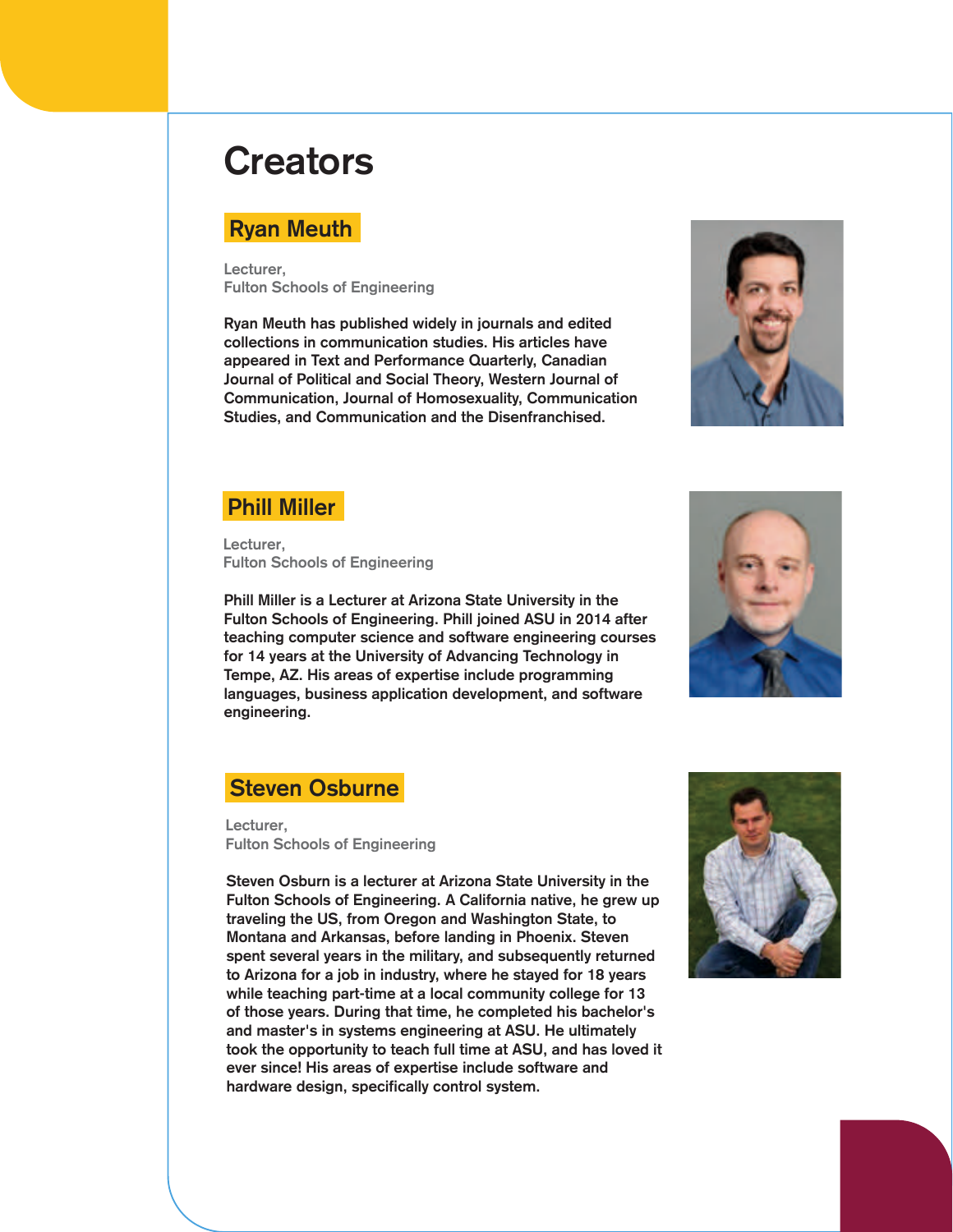# Creators

## Ryan Meuth

Lecturer,
Fulton Schools of Engineering

**Ryan Meuth has published widely in journals and edited collections in communication studies. His articles have appeared in Text and Performance Quarterly, Canadian Journal of Political and Social Theory, Western Journal of Communication, Journal of Homosexuality, Communication Studies, and Communication and the Disenfranchised.**

## Phill Miller

Lecturer,
Fulton Schools of Engineering

**Phill Miller is a Lecturer at Arizona State University in the Fulton Schools of Engineering. Phill joined ASU in 2014 after teaching computer science and software engineering courses for 14 years at the University of Advancing Technology in Tempe, AZ. His areas of expertise include programming languages, business application development, and software engineering.**

## Steven Osburne

Lecturer,
Fulton Schools of Engineering

**Steven Osburn is a lecturer at Arizona State University in the Fulton Schools of Engineering. A California native, he grew up traveling the US, from Oregon and Washington State, to Montana and Arkansas, before landing in Phoenix. Steven spent several years in the military, and subsequently returned to Arizona for a job in industry, where he stayed for 18 years while teaching part-time at a local community college for 13 of those years. During that time, he completed his bachelor's and master's in systems engineering at ASU. He ultimately took the opportunity to teach full time at ASU, and has loved it ever since! His areas of expertise include software and hardware design, specifically control system.**